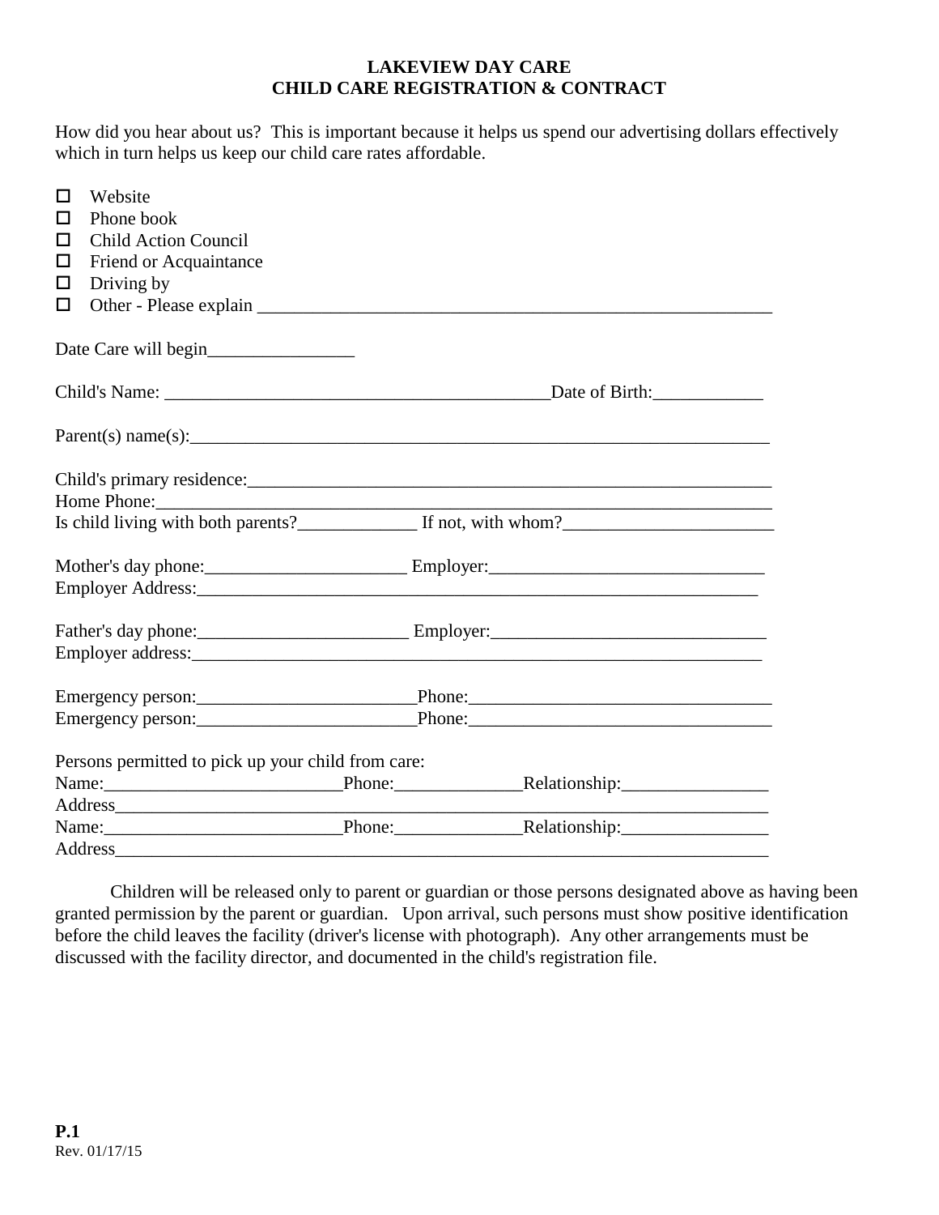# LAKEVIEW DAY CARE
## CHILD CARE REGISTRATION & CONTRACT

How did you hear about us? This is important because it helps us spend our advertising dollars effectively which in turn helps us keep our child care rates affordable.

- ☐ Website
- ☐ Phone book
- ☐ Child Action Council
- ☐ Friend or Acquaintance
- ☐ Driving by
- ☐ Other - Please explain ____________________________________________________________

Date Care will begin________________

Child's Name: __________________________________________Date of Birth:____________

Parent(s) name(s):_________________________________________________________________

Child's primary residence:___________________________________________________________
Home Phone:_____________________________________________________________________
Is child living with both parents?_____________ If not, with whom?_______________________

Mother's day phone:______________________ Employer:______________________________
Employer Address:_______________________________________________________________

Father's day phone:_______________________ Employer:______________________________
Employer address:________________________________________________________________

Emergency person:________________________Phone:_________________________________
Emergency person:________________________Phone:_________________________________

Persons permitted to pick up your child from care:
Name:__________________________Phone:______________Relationship:________________
Address_________________________________________________________________________
Name:__________________________Phone:______________Relationship:________________
Address_________________________________________________________________________

Children will be released only to parent or guardian or those persons designated above as having been granted permission by the parent or guardian. Upon arrival, such persons must show positive identification before the child leaves the facility (driver's license with photograph). Any other arrangements must be discussed with the facility director, and documented in the child's registration file.

**P.1**
Rev. 01/17/15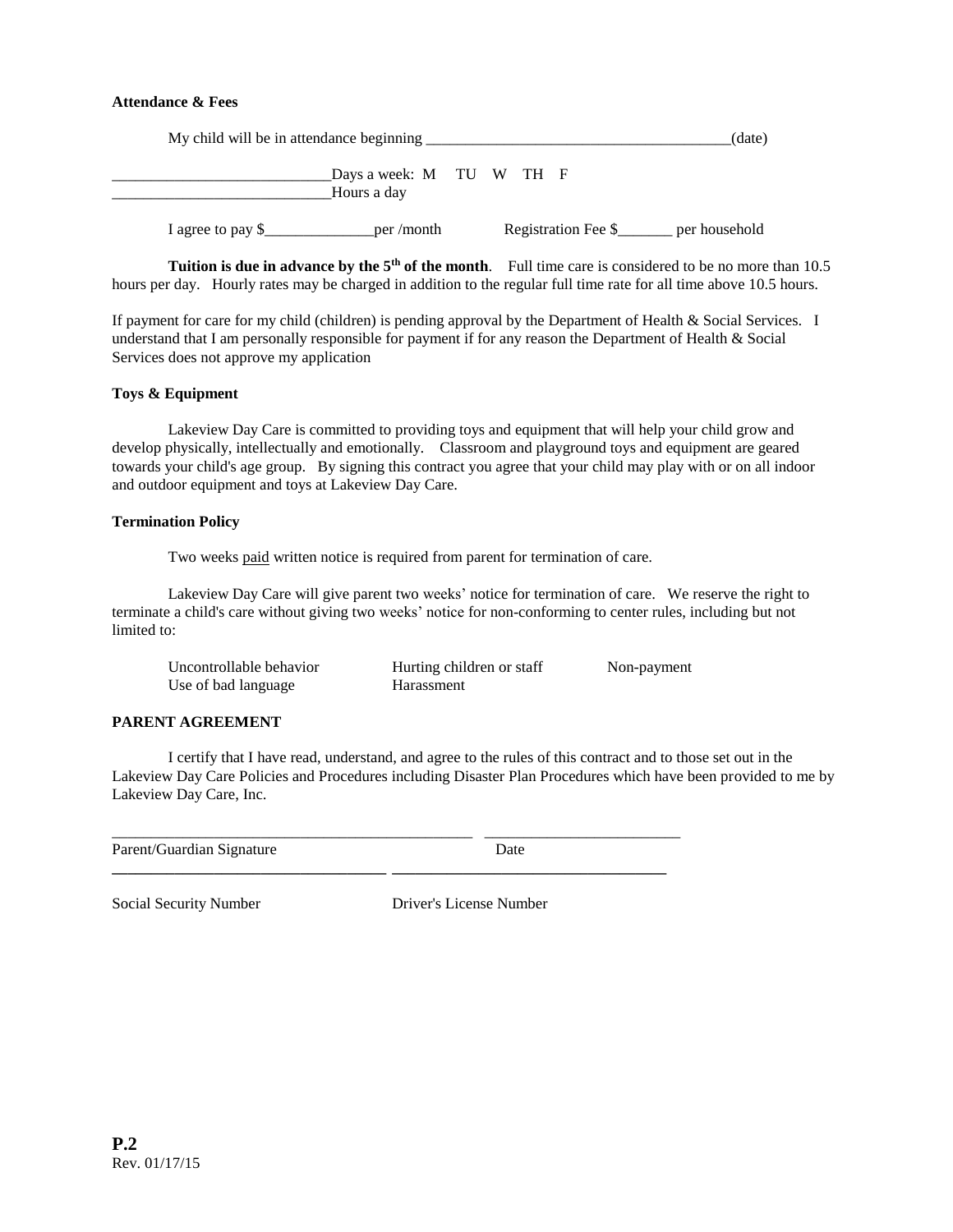**Attendance & Fees**

My child will be in attendance beginning ________________________________________(date)

____________________________Days a week: M TU W TH F
____________________________Hours a day

I agree to pay $______________per /month Registration Fee $_______ per household

**Tuition is due in advance by the 5th of the month**. Full time care is considered to be no more than 10.5 hours per day. Hourly rates may be charged in addition to the regular full time rate for all time above 10.5 hours.

If payment for care for my child (children) is pending approval by the Department of Health & Social Services. I understand that I am personally responsible for payment if for any reason the Department of Health & Social Services does not approve my application

**Toys & Equipment**

Lakeview Day Care is committed to providing toys and equipment that will help your child grow and develop physically, intellectually and emotionally. Classroom and playground toys and equipment are geared towards your child's age group. By signing this contract you agree that your child may play with or on all indoor and outdoor equipment and toys at Lakeview Day Care.

**Termination Policy**

Two weeks paid written notice is required from parent for termination of care.

Lakeview Day Care will give parent two weeks' notice for termination of care. We reserve the right to terminate a child's care without giving two weeks' notice for non-conforming to center rules, including but not limited to:

- Uncontrollable behavior
- Use of bad language
- Hurting children or staff
- Harassment
- Non-payment

**PARENT AGREEMENT**

I certify that I have read, understand, and agree to the rules of this contract and to those set out in the Lakeview Day Care Policies and Procedures including Disaster Plan Procedures which have been provided to me by Lakeview Day Care, Inc.

_______________________________________________ _________________________
Parent/Guardian Signature Date

____________________________________ ____________________________________
Social Security Number Driver's License Number

**P.2**
Rev. 01/17/15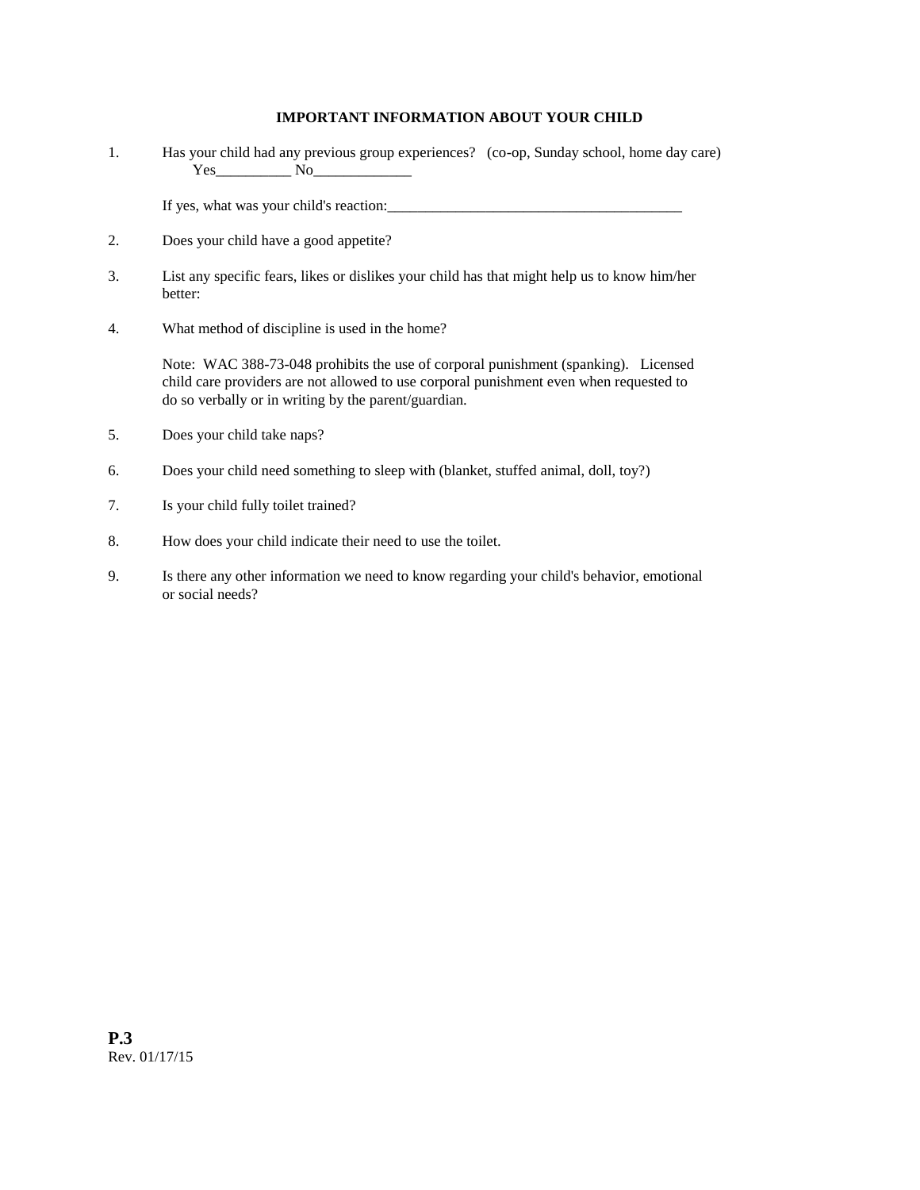## IMPORTANT INFORMATION ABOUT YOUR CHILD

1. Has your child had any previous group experiences? (co-op, Sunday school, home day care)
   Yes__________ No_____________

   If yes, what was your child's reaction:________________________________________

2. Does your child have a good appetite?

3. List any specific fears, likes or dislikes your child has that might help us to know him/her better:

4. What method of discipline is used in the home?

   Note: WAC 388-73-048 prohibits the use of corporal punishment (spanking). Licensed child care providers are not allowed to use corporal punishment even when requested to do so verbally or in writing by the parent/guardian.

5. Does your child take naps?

6. Does your child need something to sleep with (blanket, stuffed animal, doll, toy?)

7. Is your child fully toilet trained?

8. How does your child indicate their need to use the toilet.

9. Is there any other information we need to know regarding your child's behavior, emotional or social needs?

**P.3**
Rev. 01/17/15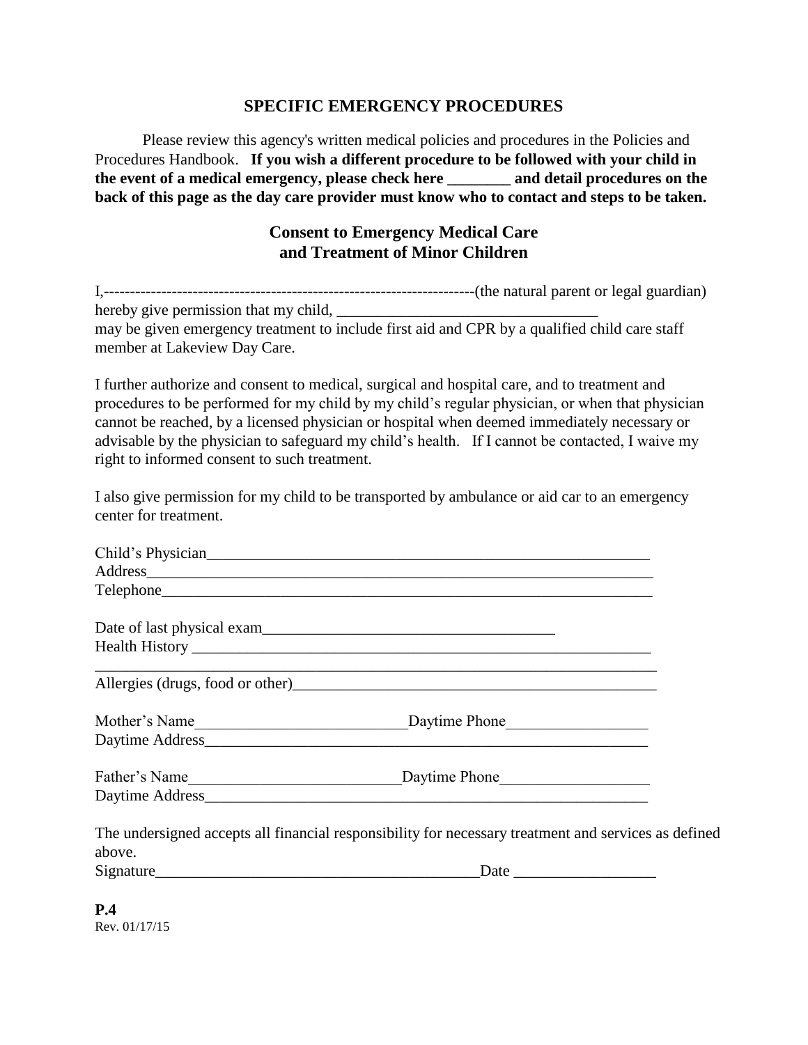## SPECIFIC EMERGENCY PROCEDURES

Please review this agency's written medical policies and procedures in the Policies and Procedures Handbook. **If you wish a different procedure to be followed with your child in the event of a medical emergency, please check here ________ and detail procedures on the back of this page as the day care provider must know who to contact and steps to be taken.**

## Consent to Emergency Medical Care and Treatment of Minor Children

I,----------------------------------------------------------------------(the natural parent or legal guardian) hereby give permission that my child, __________________________________ may be given emergency treatment to include first aid and CPR by a qualified child care staff member at Lakeview Day Care.

I further authorize and consent to medical, surgical and hospital care, and to treatment and procedures to be performed for my child by my child's regular physician, or when that physician cannot be reached, by a licensed physician or hospital when deemed immediately necessary or advisable by the physician to safeguard my child's health. If I cannot be contacted, I waive my right to informed consent to such treatment.

I also give permission for my child to be transported by ambulance or aid car to an emergency center for treatment.

Child's Physician___________________________________________________________
Address____________________________________________________________________
Telephone__________________________________________________________________

Date of last physical exam______________________________________
Health History ______________________________________________________________
___________________________________________________________________________
Allergies (drugs, food or other)_______________________________________________

Mother's Name___________________________Daytime Phone__________________
Daytime Address_____________________________________________________________

Father's Name___________________________Daytime Phone___________________
Daytime Address_____________________________________________________________

The undersigned accepts all financial responsibility for necessary treatment and services as defined above.
Signature__________________________________________Date __________________

**P.4**
Rev. 01/17/15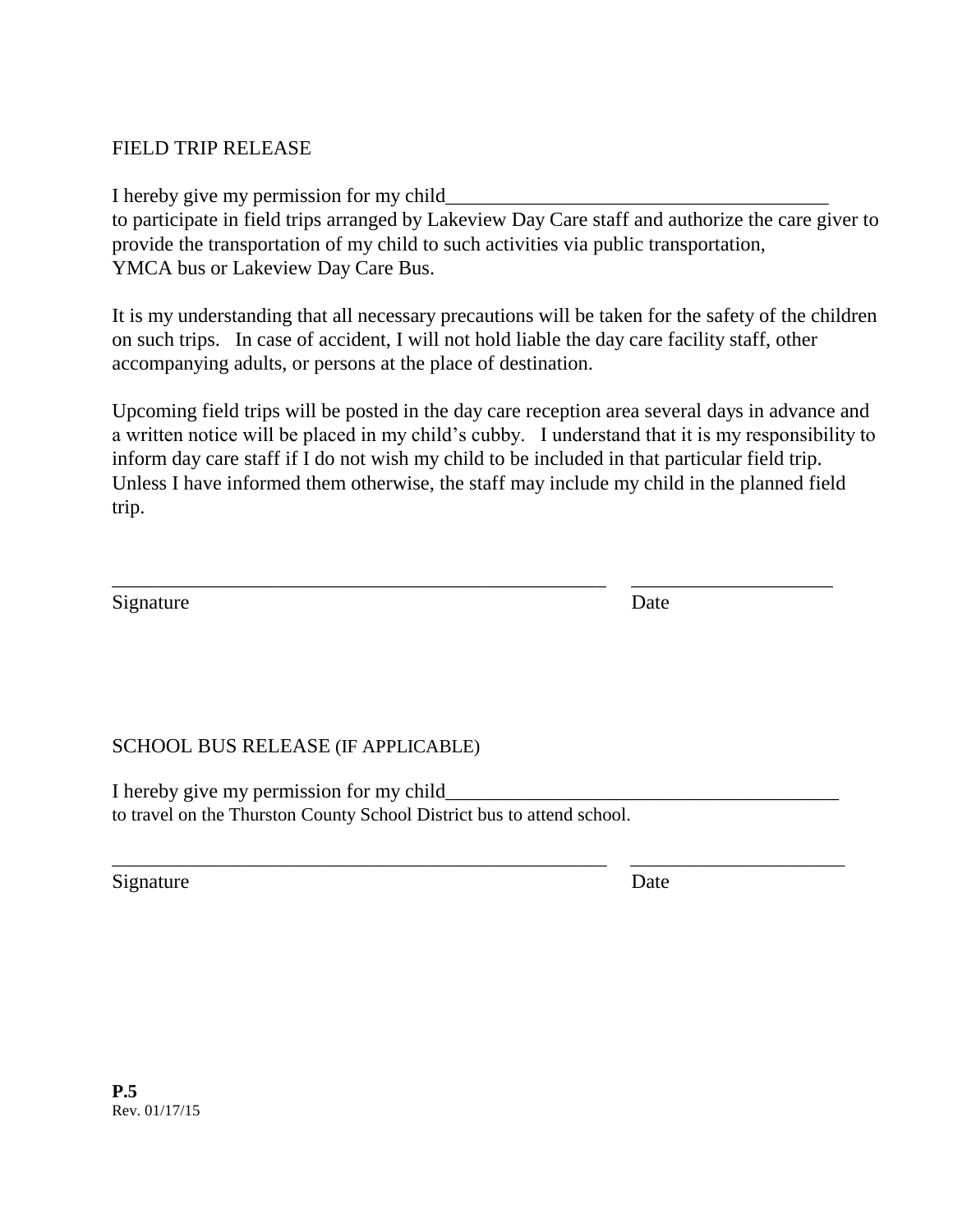## FIELD TRIP RELEASE

I hereby give my permission for my child______________________________________
to participate in field trips arranged by Lakeview Day Care staff and authorize the care giver to provide the transportation of my child to such activities via public transportation, YMCA bus or Lakeview Day Care Bus.

It is my understanding that all necessary precautions will be taken for the safety of the children on such trips. In case of accident, I will not hold liable the day care facility staff, other accompanying adults, or persons at the place of destination.

Upcoming field trips will be posted in the day care reception area several days in advance and a written notice will be placed in my child's cubby. I understand that it is my responsibility to inform day care staff if I do not wish my child to be included in that particular field trip. Unless I have informed them otherwise, the staff may include my child in the planned field trip.

_________________________________________________ ____________________

Signature Date

## SCHOOL BUS RELEASE (IF APPLICABLE)

I hereby give my permission for my child_______________________________________
to travel on the Thurston County School District bus to attend school.

_________________________________________________ _____________________

Signature Date

**P.5**
Rev. 01/17/15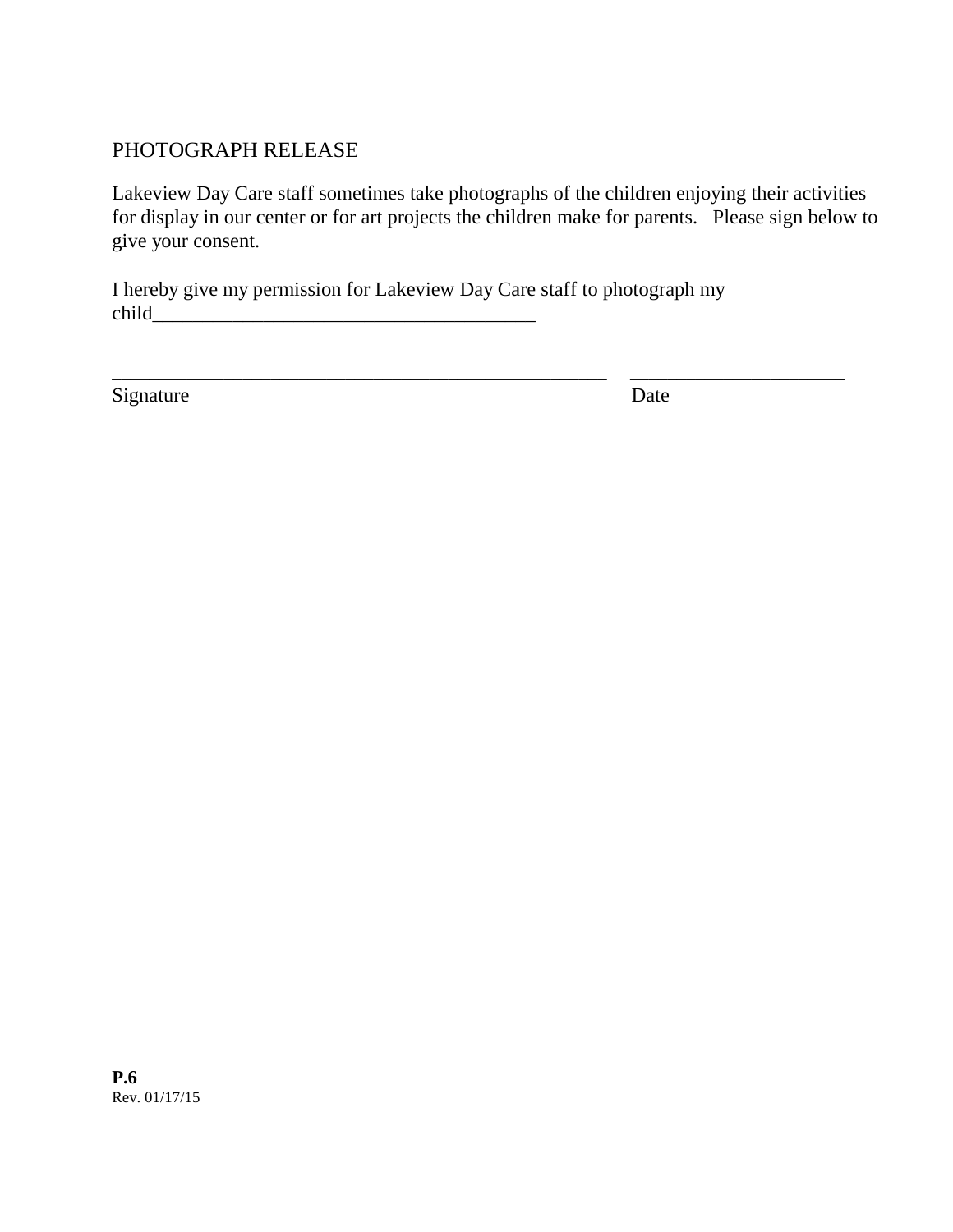# PHOTOGRAPH RELEASE

Lakeview Day Care staff sometimes take photographs of the children enjoying their activities for display in our center or for art projects the children make for parents. Please sign below to give your consent.

I hereby give my permission for Lakeview Day Care staff to photograph my child_______________________________________

___________________________________________________ ______________________
Signature Date

**P.6**
Rev. 01/17/15